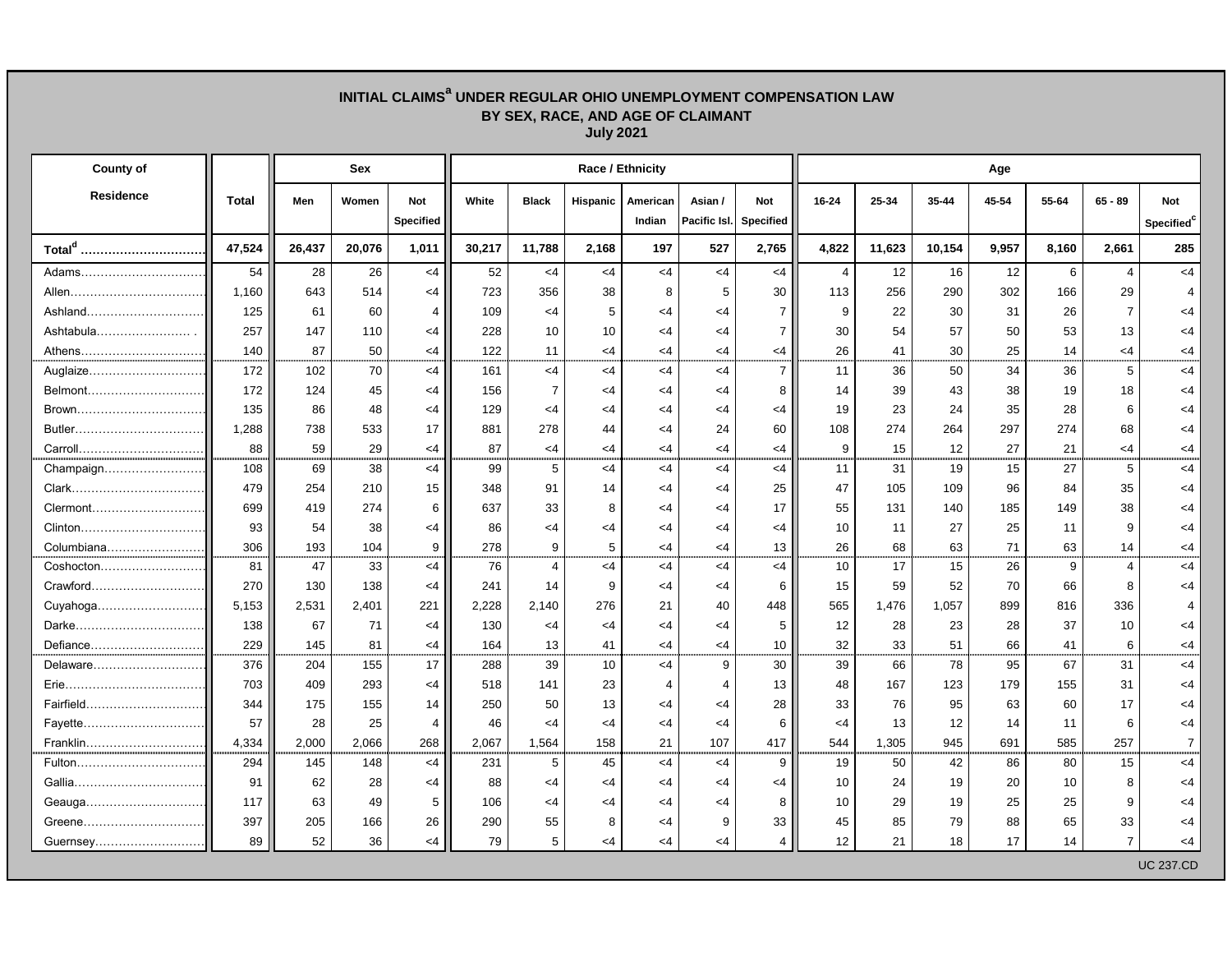# INITIAL CLAIMS[a] UNDER REGULAR OHIO UNEMPLOYMENT COMPENSATION LAW
## BY SEX, RACE, AND AGE OF CLAIMANT
### July 2021

| County of Residence | Total | Sex | | | Race / Ethnicity | | | | | | Age | | | | | | |
|---|---|---|---|---|---|---|---|---|---|---|---|---|---|---|---|---|---|
| | | Men | Women | Not Specified | White | Black | Hispanic | American Indian | Asian / Pacific Isl. | Not Specified | 16-24 | 25-34 | 35-44 | 45-54 | 55-64 | 65 - 89 | Not Specified[c] |
| **Total[d]** | **47,524** | **26,437** | **20,076** | **1,011** | **30,217** | **11,788** | **2,168** | **197** | **527** | **2,765** | **4,822** | **11,623** | **10,154** | **9,957** | **8,160** | **2,661** | **285** |
| Adams | 54 | 28 | 26 | <4 | 52 | <4 | <4 | <4 | <4 | <4 | 4 | 12 | 16 | 12 | 6 | 4 | <4 |
| Allen | 1,160 | 643 | 514 | <4 | 723 | 356 | 38 | 8 | 5 | 30 | 113 | 256 | 290 | 302 | 166 | 29 | 4 |
| Ashland | 125 | 61 | 60 | 4 | 109 | <4 | 5 | <4 | <4 | 7 | 9 | 22 | 30 | 31 | 26 | 7 | <4 |
| Ashtabula | 257 | 147 | 110 | <4 | 228 | 10 | 10 | <4 | <4 | 7 | 30 | 54 | 57 | 50 | 53 | 13 | <4 |
| Athens | 140 | 87 | 50 | <4 | 122 | 11 | <4 | <4 | <4 | <4 | 26 | 41 | 30 | 25 | 14 | <4 | <4 |
| Auglaize | 172 | 102 | 70 | <4 | 161 | <4 | <4 | <4 | <4 | 7 | 11 | 36 | 50 | 34 | 36 | 5 | <4 |
| Belmont | 172 | 124 | 45 | <4 | 156 | 7 | <4 | <4 | <4 | 8 | 14 | 39 | 43 | 38 | 19 | 18 | <4 |
| Brown | 135 | 86 | 48 | <4 | 129 | <4 | <4 | <4 | <4 | <4 | 19 | 23 | 24 | 35 | 28 | 6 | <4 |
| Butler | 1,288 | 738 | 533 | 17 | 881 | 278 | 44 | <4 | 24 | 60 | 108 | 274 | 264 | 297 | 274 | 68 | <4 |
| Carroll | 88 | 59 | 29 | <4 | 87 | <4 | <4 | <4 | <4 | <4 | 9 | 15 | 12 | 27 | 21 | <4 | <4 |
| Champaign | 108 | 69 | 38 | <4 | 99 | 5 | <4 | <4 | <4 | <4 | 11 | 31 | 19 | 15 | 27 | 5 | <4 |
| Clark | 479 | 254 | 210 | 15 | 348 | 91 | 14 | <4 | <4 | 25 | 47 | 105 | 109 | 96 | 84 | 35 | <4 |
| Clermont | 699 | 419 | 274 | 6 | 637 | 33 | 8 | <4 | <4 | 17 | 55 | 131 | 140 | 185 | 149 | 38 | <4 |
| Clinton | 93 | 54 | 38 | <4 | 86 | <4 | <4 | <4 | <4 | <4 | 10 | 11 | 27 | 25 | 11 | 9 | <4 |
| Columbiana | 306 | 193 | 104 | 9 | 278 | 9 | 5 | <4 | <4 | 13 | 26 | 68 | 63 | 71 | 63 | 14 | <4 |
| Coshocton | 81 | 47 | 33 | <4 | 76 | 4 | <4 | <4 | <4 | <4 | 10 | 17 | 15 | 26 | 9 | 4 | <4 |
| Crawford | 270 | 130 | 138 | <4 | 241 | 14 | 9 | <4 | <4 | 6 | 15 | 59 | 52 | 70 | 66 | 8 | <4 |
| Cuyahoga | 5,153 | 2,531 | 2,401 | 221 | 2,228 | 2,140 | 276 | 21 | 40 | 448 | 565 | 1,476 | 1,057 | 899 | 816 | 336 | 4 |
| Darke | 138 | 67 | 71 | <4 | 130 | <4 | <4 | <4 | <4 | 5 | 12 | 28 | 23 | 28 | 37 | 10 | <4 |
| Defiance | 229 | 145 | 81 | <4 | 164 | 13 | 41 | <4 | <4 | 10 | 32 | 33 | 51 | 66 | 41 | 6 | <4 |
| Delaware | 376 | 204 | 155 | 17 | 288 | 39 | 10 | <4 | 9 | 30 | 39 | 66 | 78 | 95 | 67 | 31 | <4 |
| Erie | 703 | 409 | 293 | <4 | 518 | 141 | 23 | 4 | 4 | 13 | 48 | 167 | 123 | 179 | 155 | 31 | <4 |
| Fairfield | 344 | 175 | 155 | 14 | 250 | 50 | 13 | <4 | <4 | 28 | 33 | 76 | 95 | 63 | 60 | 17 | <4 |
| Fayette | 57 | 28 | 25 | 4 | 46 | <4 | <4 | <4 | <4 | 6 | <4 | 13 | 12 | 14 | 11 | 6 | <4 |
| Franklin | 4,334 | 2,000 | 2,066 | 268 | 2,067 | 1,564 | 158 | 21 | 107 | 417 | 544 | 1,305 | 945 | 691 | 585 | 257 | 7 |
| Fulton | 294 | 145 | 148 | <4 | 231 | 5 | 45 | <4 | <4 | 9 | 19 | 50 | 42 | 86 | 80 | 15 | <4 |
| Gallia | 91 | 62 | 28 | <4 | 88 | <4 | <4 | <4 | <4 | <4 | 10 | 24 | 19 | 20 | 10 | 8 | <4 |
| Geauga | 117 | 63 | 49 | 5 | 106 | <4 | <4 | <4 | <4 | 8 | 10 | 29 | 19 | 25 | 25 | 9 | <4 |
| Greene | 397 | 205 | 166 | 26 | 290 | 55 | 8 | <4 | 9 | 33 | 45 | 85 | 79 | 88 | 65 | 33 | <4 |
| Guernsey | 89 | 52 | 36 | <4 | 79 | 5 | <4 | <4 | <4 | 4 | 12 | 21 | 18 | 17 | 14 | 7 | <4 |

UC 237.CD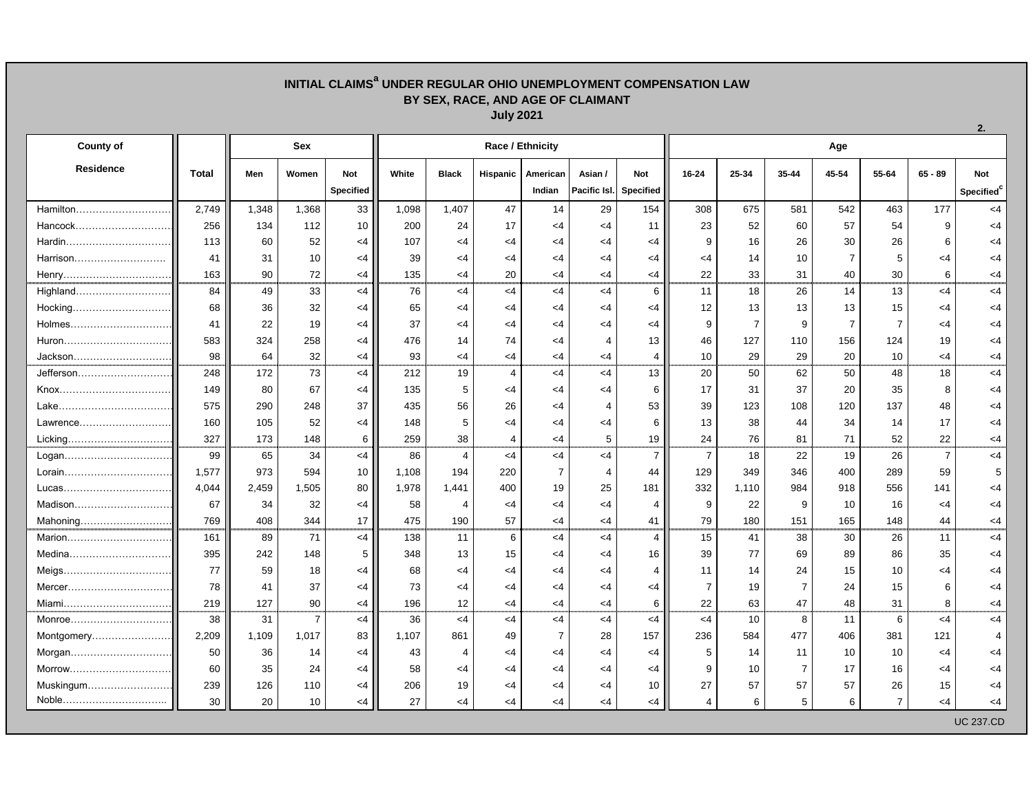# INITIAL CLAIMS[a] UNDER REGULAR OHIO UNEMPLOYMENT COMPENSATION LAW
## BY SEX, RACE, AND AGE OF CLAIMANT
### July 2021

2.

| County of Residence | Total | Sex | | | Race / Ethnicity | | | | | | Age | | | | | | |
|---|---|---|---|---|---|---|---|---|---|---|---|---|---|---|---|---|---|
| | | Men | Women | Not Specified | White | Black | Hispanic | American Indian | Asian / Pacific Isl. | Not Specified | 16-24 | 25-34 | 35-44 | 45-54 | 55-64 | 65 - 89 | Not Specified[c] |
| Hamilton | 2,749 | 1,348 | 1,368 | 33 | 1,098 | 1,407 | 47 | 14 | 29 | 154 | 308 | 675 | 581 | 542 | 463 | 177 | <4 |
| Hancock | 256 | 134 | 112 | 10 | 200 | 24 | 17 | <4 | <4 | 11 | 23 | 52 | 60 | 57 | 54 | 9 | <4 |
| Hardin | 113 | 60 | 52 | <4 | 107 | <4 | <4 | <4 | <4 | <4 | 9 | 16 | 26 | 30 | 26 | 6 | <4 |
| Harrison | 41 | 31 | 10 | <4 | 39 | <4 | <4 | <4 | <4 | <4 | <4 | 14 | 10 | 7 | 5 | <4 | <4 |
| Henry | 163 | 90 | 72 | <4 | 135 | <4 | 20 | <4 | <4 | <4 | 22 | 33 | 31 | 40 | 30 | 6 | <4 |
| Highland | 84 | 49 | 33 | <4 | 76 | <4 | <4 | <4 | <4 | 6 | 11 | 18 | 26 | 14 | 13 | <4 | <4 |
| Hocking | 68 | 36 | 32 | <4 | 65 | <4 | <4 | <4 | <4 | <4 | 12 | 13 | 13 | 13 | 15 | <4 | <4 |
| Holmes | 41 | 22 | 19 | <4 | 37 | <4 | <4 | <4 | <4 | <4 | 9 | 7 | 9 | 7 | 7 | <4 | <4 |
| Huron | 583 | 324 | 258 | <4 | 476 | 14 | 74 | <4 | 4 | 13 | 46 | 127 | 110 | 156 | 124 | 19 | <4 |
| Jackson | 98 | 64 | 32 | <4 | 93 | <4 | <4 | <4 | <4 | 4 | 10 | 29 | 29 | 20 | 10 | <4 | <4 |
| Jefferson | 248 | 172 | 73 | <4 | 212 | 19 | 4 | <4 | <4 | 13 | 20 | 50 | 62 | 50 | 48 | 18 | <4 |
| Knox | 149 | 80 | 67 | <4 | 135 | 5 | <4 | <4 | <4 | 6 | 17 | 31 | 37 | 20 | 35 | 8 | <4 |
| Lake | 575 | 290 | 248 | 37 | 435 | 56 | 26 | <4 | 4 | 53 | 39 | 123 | 108 | 120 | 137 | 48 | <4 |
| Lawrence | 160 | 105 | 52 | <4 | 148 | 5 | <4 | <4 | <4 | 6 | 13 | 38 | 44 | 34 | 14 | 17 | <4 |
| Licking | 327 | 173 | 148 | 6 | 259 | 38 | 4 | <4 | 5 | 19 | 24 | 76 | 81 | 71 | 52 | 22 | <4 |
| Logan | 99 | 65 | 34 | <4 | 86 | 4 | <4 | <4 | <4 | 7 | 7 | 18 | 22 | 19 | 26 | 7 | <4 |
| Lorain | 1,577 | 973 | 594 | 10 | 1,108 | 194 | 220 | 7 | 4 | 44 | 129 | 349 | 346 | 400 | 289 | 59 | 5 |
| Lucas | 4,044 | 2,459 | 1,505 | 80 | 1,978 | 1,441 | 400 | 19 | 25 | 181 | 332 | 1,110 | 984 | 918 | 556 | 141 | <4 |
| Madison | 67 | 34 | 32 | <4 | 58 | 4 | <4 | <4 | <4 | 4 | 9 | 22 | 9 | 10 | 16 | <4 | <4 |
| Mahoning | 769 | 408 | 344 | 17 | 475 | 190 | 57 | <4 | <4 | 41 | 79 | 180 | 151 | 165 | 148 | 44 | <4 |
| Marion | 161 | 89 | 71 | <4 | 138 | 11 | 6 | <4 | <4 | 4 | 15 | 41 | 38 | 30 | 26 | 11 | <4 |
| Medina | 395 | 242 | 148 | 5 | 348 | 13 | 15 | <4 | <4 | 16 | 39 | 77 | 69 | 89 | 86 | 35 | <4 |
| Meigs | 77 | 59 | 18 | <4 | 68 | <4 | <4 | <4 | <4 | 4 | 11 | 14 | 24 | 15 | 10 | <4 | <4 |
| Mercer | 78 | 41 | 37 | <4 | 73 | <4 | <4 | <4 | <4 | <4 | 7 | 19 | 7 | 24 | 15 | 6 | <4 |
| Miami | 219 | 127 | 90 | <4 | 196 | 12 | <4 | <4 | <4 | 6 | 22 | 63 | 47 | 48 | 31 | 8 | <4 |
| Monroe | 38 | 31 | 7 | <4 | 36 | <4 | <4 | <4 | <4 | <4 | <4 | 10 | 8 | 11 | 6 | <4 | <4 |
| Montgomery | 2,209 | 1,109 | 1,017 | 83 | 1,107 | 861 | 49 | 7 | 28 | 157 | 236 | 584 | 477 | 406 | 381 | 121 | 4 |
| Morgan | 50 | 36 | 14 | <4 | 43 | 4 | <4 | <4 | <4 | <4 | 5 | 14 | 11 | 10 | 10 | <4 | <4 |
| Morrow | 60 | 35 | 24 | <4 | 58 | <4 | <4 | <4 | <4 | <4 | 9 | 10 | 7 | 17 | 16 | <4 | <4 |
| Muskingum | 239 | 126 | 110 | <4 | 206 | 19 | <4 | <4 | <4 | 10 | 27 | 57 | 57 | 57 | 26 | 15 | <4 |
| Noble | 30 | 20 | 10 | <4 | 27 | <4 | <4 | <4 | <4 | <4 | 4 | 6 | 5 | 6 | 7 | <4 | <4 |

UC 237.CD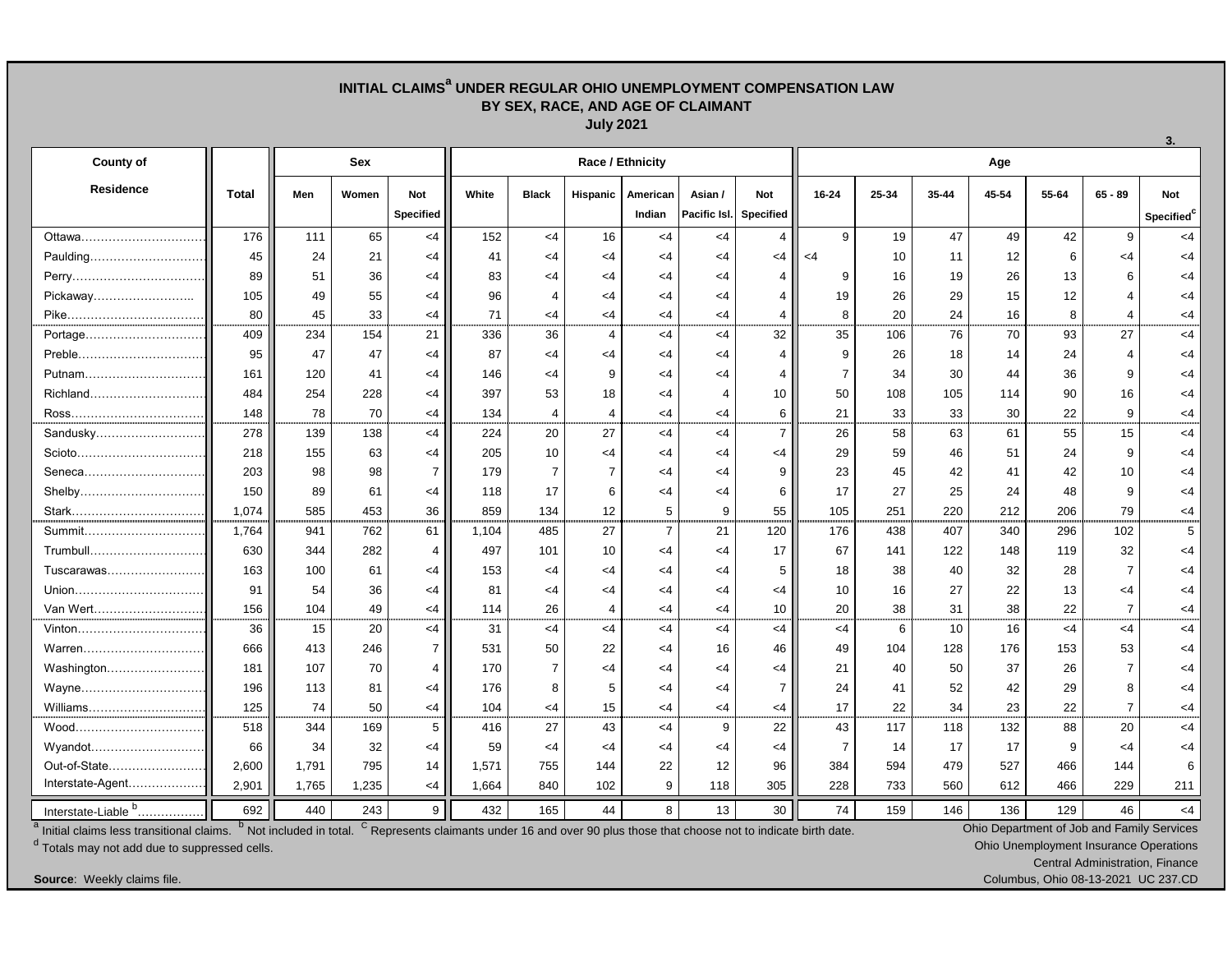# INITIAL CLAIMS[a] UNDER REGULAR OHIO UNEMPLOYMENT COMPENSATION LAW
## BY SEX, RACE, AND AGE OF CLAIMANT
### July 2021

3.

| County of Residence | Total | Sex | | | Race / Ethnicity | | | | | | Age | | | | | | |
|---|---|---|---|---|---|---|---|---|---|---|---|---|---|---|---|---|---|
| | | Men | Women | Not Specified | White | Black | Hispanic | American Indian | Asian / Pacific Isl. | Not Specified | 16-24 | 25-34 | 35-44 | 45-54 | 55-64 | 65 - 89 | Not Specified[c] |
| Ottawa | 176 | 111 | 65 | <4 | 152 | <4 | 16 | <4 | <4 | 4 | 9 | 19 | 47 | 49 | 42 | 9 | <4 |
| Paulding | 45 | 24 | 21 | <4 | 41 | <4 | <4 | <4 | <4 | <4 | <4 | 10 | 11 | 12 | 6 | <4 | <4 |
| Perry | 89 | 51 | 36 | <4 | 83 | <4 | <4 | <4 | <4 | 4 | 9 | 16 | 19 | 26 | 13 | 6 | <4 |
| Pickaway | 105 | 49 | 55 | <4 | 96 | 4 | <4 | <4 | <4 | 4 | 19 | 26 | 29 | 15 | 12 | 4 | <4 |
| Pike | 80 | 45 | 33 | <4 | 71 | <4 | <4 | <4 | <4 | 4 | 8 | 20 | 24 | 16 | 8 | 4 | <4 |
| Portage | 409 | 234 | 154 | 21 | 336 | 36 | 4 | <4 | <4 | 32 | 35 | 106 | 76 | 70 | 93 | 27 | <4 |
| Preble | 95 | 47 | 47 | <4 | 87 | <4 | <4 | <4 | <4 | 4 | 9 | 26 | 18 | 14 | 24 | 4 | <4 |
| Putnam | 161 | 120 | 41 | <4 | 146 | <4 | 9 | <4 | <4 | 4 | 7 | 34 | 30 | 44 | 36 | 9 | <4 |
| Richland | 484 | 254 | 228 | <4 | 397 | 53 | 18 | <4 | 4 | 10 | 50 | 108 | 105 | 114 | 90 | 16 | <4 |
| Ross | 148 | 78 | 70 | <4 | 134 | 4 | 4 | <4 | <4 | 6 | 21 | 33 | 33 | 30 | 22 | 9 | <4 |
| Sandusky | 278 | 139 | 138 | <4 | 224 | 20 | 27 | <4 | <4 | 7 | 26 | 58 | 63 | 61 | 55 | 15 | <4 |
| Scioto | 218 | 155 | 63 | <4 | 205 | 10 | <4 | <4 | <4 | <4 | 29 | 59 | 46 | 51 | 24 | 9 | <4 |
| Seneca | 203 | 98 | 98 | 7 | 179 | 7 | 7 | <4 | <4 | 9 | 23 | 45 | 42 | 41 | 42 | 10 | <4 |
| Shelby | 150 | 89 | 61 | <4 | 118 | 17 | 6 | <4 | <4 | 6 | 17 | 27 | 25 | 24 | 48 | 9 | <4 |
| Stark | 1,074 | 585 | 453 | 36 | 859 | 134 | 12 | 5 | 9 | 55 | 105 | 251 | 220 | 212 | 206 | 79 | <4 |
| Summit | 1,764 | 941 | 762 | 61 | 1,104 | 485 | 27 | 7 | 21 | 120 | 176 | 438 | 407 | 340 | 296 | 102 | 5 |
| Trumbull | 630 | 344 | 282 | 4 | 497 | 101 | 10 | <4 | <4 | 17 | 67 | 141 | 122 | 148 | 119 | 32 | <4 |
| Tuscarawas | 163 | 100 | 61 | <4 | 153 | <4 | <4 | <4 | <4 | 5 | 18 | 38 | 40 | 32 | 28 | 7 | <4 |
| Union | 91 | 54 | 36 | <4 | 81 | <4 | <4 | <4 | <4 | <4 | 10 | 16 | 27 | 22 | 13 | <4 | <4 |
| Van Wert | 156 | 104 | 49 | <4 | 114 | 26 | 4 | <4 | <4 | 10 | 20 | 38 | 31 | 38 | 22 | 7 | <4 |
| Vinton | 36 | 15 | 20 | <4 | 31 | <4 | <4 | <4 | <4 | <4 | <4 | 6 | 10 | 16 | <4 | <4 | <4 |
| Warren | 666 | 413 | 246 | 7 | 531 | 50 | 22 | <4 | 16 | 46 | 49 | 104 | 128 | 176 | 153 | 53 | <4 |
| Washington | 181 | 107 | 70 | 4 | 170 | 7 | <4 | <4 | <4 | <4 | 21 | 40 | 50 | 37 | 26 | 7 | <4 |
| Wayne | 196 | 113 | 81 | <4 | 176 | 8 | 5 | <4 | <4 | 7 | 24 | 41 | 52 | 42 | 29 | 8 | <4 |
| Williams | 125 | 74 | 50 | <4 | 104 | <4 | 15 | <4 | <4 | <4 | 17 | 22 | 34 | 23 | 22 | 7 | <4 |
| Wood | 518 | 344 | 169 | 5 | 416 | 27 | 43 | <4 | 9 | 22 | 43 | 117 | 118 | 132 | 88 | 20 | <4 |
| Wyandot | 66 | 34 | 32 | <4 | 59 | <4 | <4 | <4 | <4 | <4 | 7 | 14 | 17 | 17 | 9 | <4 | <4 |
| Out-of-State | 2,600 | 1,791 | 795 | 14 | 1,571 | 755 | 144 | 22 | 12 | 96 | 384 | 594 | 479 | 527 | 466 | 144 | 6 |
| Interstate-Agent | 2,901 | 1,765 | 1,235 | <4 | 1,664 | 840 | 102 | 9 | 118 | 305 | 228 | 733 | 560 | 612 | 466 | 229 | 211 |
| Interstate-Liable[b] | 692 | 440 | 243 | 9 | 432 | 165 | 44 | 8 | 13 | 30 | 74 | 159 | 146 | 136 | 129 | 46 | <4 |

[a] Initial claims less transitional claims. [b] Not included in total. [c] Represents claimants under 16 and over 90 plus those that choose not to indicate birth date.

[d] Totals may not add due to suppressed cells.

**Source**: Weekly claims file.

Ohio Department of Job and Family Services
Ohio Unemployment Insurance Operations
Central Administration, Finance
Columbus, Ohio 08-13-2021 UC 237.CD